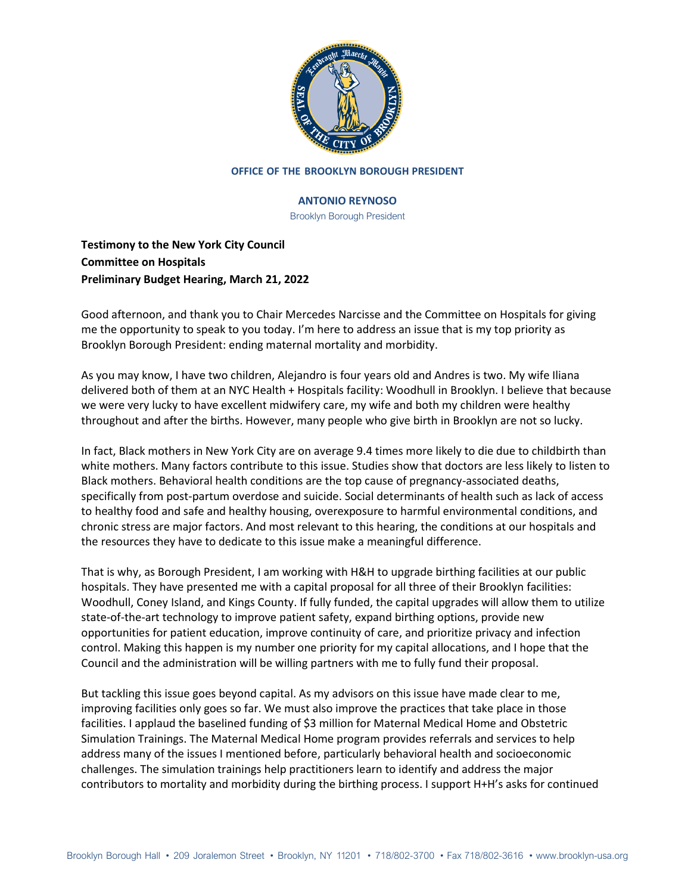**OFFICE OF THE BROOKLYN BOROUGH PRESIDENT**

**ANTONIO REYNOSO**

Brooklyn Borough President

**Testimony to the New York City Council**
**Committee on Hospitals**
**Preliminary Budget Hearing, March 21, 2022**

Good afternoon, and thank you to Chair Mercedes Narcisse and the Committee on Hospitals for giving me the opportunity to speak to you today. I'm here to address an issue that is my top priority as Brooklyn Borough President: ending maternal mortality and morbidity.

As you may know, I have two children, Alejandro is four years old and Andres is two. My wife Iliana delivered both of them at an NYC Health + Hospitals facility: Woodhull in Brooklyn. I believe that because we were very lucky to have excellent midwifery care, my wife and both my children were healthy throughout and after the births. However, many people who give birth in Brooklyn are not so lucky.

In fact, Black mothers in New York City are on average 9.4 times more likely to die due to childbirth than white mothers. Many factors contribute to this issue. Studies show that doctors are less likely to listen to Black mothers. Behavioral health conditions are the top cause of pregnancy-associated deaths, specifically from post-partum overdose and suicide. Social determinants of health such as lack of access to healthy food and safe and healthy housing, overexposure to harmful environmental conditions, and chronic stress are major factors. And most relevant to this hearing, the conditions at our hospitals and the resources they have to dedicate to this issue make a meaningful difference.

That is why, as Borough President, I am working with H&H to upgrade birthing facilities at our public hospitals. They have presented me with a capital proposal for all three of their Brooklyn facilities: Woodhull, Coney Island, and Kings County. If fully funded, the capital upgrades will allow them to utilize state-of-the-art technology to improve patient safety, expand birthing options, provide new opportunities for patient education, improve continuity of care, and prioritize privacy and infection control. Making this happen is my number one priority for my capital allocations, and I hope that the Council and the administration will be willing partners with me to fully fund their proposal.

But tackling this issue goes beyond capital. As my advisors on this issue have made clear to me, improving facilities only goes so far. We must also improve the practices that take place in those facilities. I applaud the baselined funding of $3 million for Maternal Medical Home and Obstetric Simulation Trainings. The Maternal Medical Home program provides referrals and services to help address many of the issues I mentioned before, particularly behavioral health and socioeconomic challenges. The simulation trainings help practitioners learn to identify and address the major contributors to mortality and morbidity during the birthing process. I support H+H's asks for continued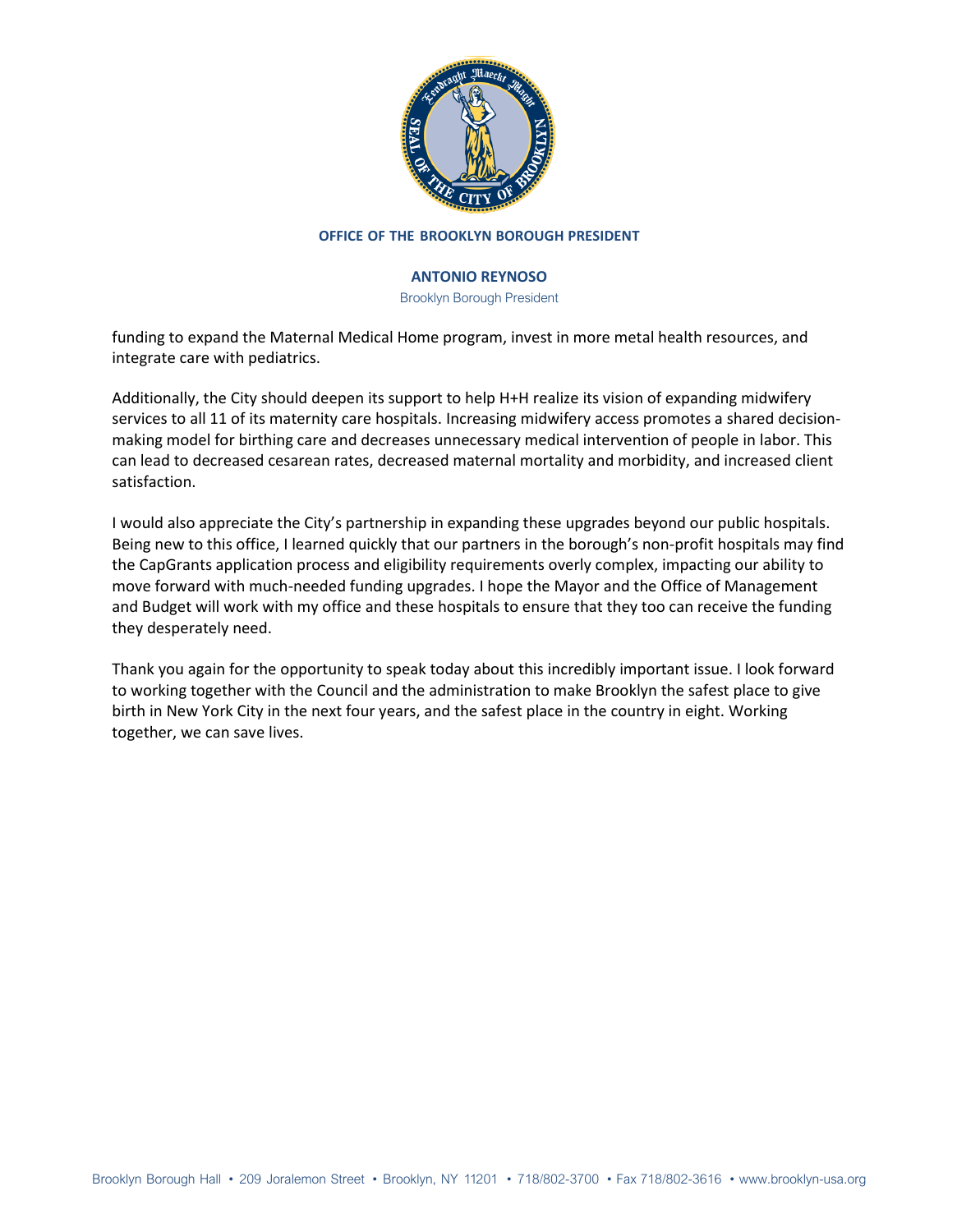**OFFICE OF THE BROOKLYN BOROUGH PRESIDENT**

**ANTONIO REYNOSO**

Brooklyn Borough President

funding to expand the Maternal Medical Home program, invest in more metal health resources, and integrate care with pediatrics.

Additionally, the City should deepen its support to help H+H realize its vision of expanding midwifery services to all 11 of its maternity care hospitals. Increasing midwifery access promotes a shared decision-making model for birthing care and decreases unnecessary medical intervention of people in labor. This can lead to decreased cesarean rates, decreased maternal mortality and morbidity, and increased client satisfaction.

I would also appreciate the City's partnership in expanding these upgrades beyond our public hospitals. Being new to this office, I learned quickly that our partners in the borough's non-profit hospitals may find the CapGrants application process and eligibility requirements overly complex, impacting our ability to move forward with much-needed funding upgrades. I hope the Mayor and the Office of Management and Budget will work with my office and these hospitals to ensure that they too can receive the funding they desperately need.

Thank you again for the opportunity to speak today about this incredibly important issue. I look forward to working together with the Council and the administration to make Brooklyn the safest place to give birth in New York City in the next four years, and the safest place in the country in eight. Working together, we can save lives.

Brooklyn Borough Hall • 209 Joralemon Street • Brooklyn, NY 11201 • 718/802-3700 • Fax 718/802-3616 • www.brooklyn-usa.org